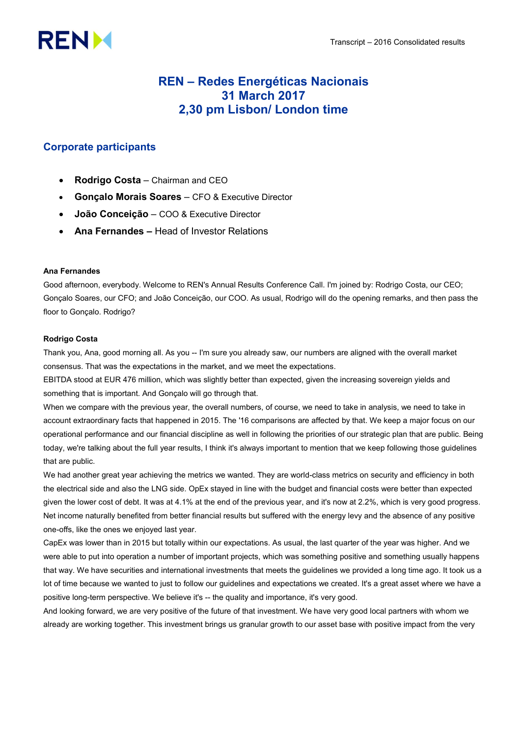# REN – Redes Energéticas Nacionais
# 31 March 2017
# 2,30 pm Lisbon/ London time

## Corporate participants

- **Rodrigo Costa** – Chairman and CEO
- **Gonçalo Morais Soares** – CFO & Executive Director
- **João Conceição** – COO & Executive Director
- **Ana Fernandes –** Head of Investor Relations

**Ana Fernandes**

Good afternoon, everybody. Welcome to REN's Annual Results Conference Call. I'm joined by: Rodrigo Costa, our CEO; Gonçalo Soares, our CFO; and João Conceição, our COO. As usual, Rodrigo will do the opening remarks, and then pass the floor to Gonçalo. Rodrigo?

**Rodrigo Costa**

Thank you, Ana, good morning all. As you -- I'm sure you already saw, our numbers are aligned with the overall market consensus. That was the expectations in the market, and we meet the expectations.

EBITDA stood at EUR 476 million, which was slightly better than expected, given the increasing sovereign yields and something that is important. And Gonçalo will go through that.

When we compare with the previous year, the overall numbers, of course, we need to take in analysis, we need to take in account extraordinary facts that happened in 2015. The '16 comparisons are affected by that. We keep a major focus on our operational performance and our financial discipline as well in following the priorities of our strategic plan that are public. Being today, we're talking about the full year results, I think it's always important to mention that we keep following those guidelines that are public.

We had another great year achieving the metrics we wanted. They are world-class metrics on security and efficiency in both the electrical side and also the LNG side. OpEx stayed in line with the budget and financial costs were better than expected given the lower cost of debt. It was at 4.1% at the end of the previous year, and it's now at 2.2%, which is very good progress. Net income naturally benefited from better financial results but suffered with the energy levy and the absence of any positive one-offs, like the ones we enjoyed last year.

CapEx was lower than in 2015 but totally within our expectations. As usual, the last quarter of the year was higher. And we were able to put into operation a number of important projects, which was something positive and something usually happens that way. We have securities and international investments that meets the guidelines we provided a long time ago. It took us a lot of time because we wanted to just to follow our guidelines and expectations we created. It's a great asset where we have a positive long-term perspective. We believe it's -- the quality and importance, it's very good.

And looking forward, we are very positive of the future of that investment. We have very good local partners with whom we already are working together. This investment brings us granular growth to our asset base with positive impact from the very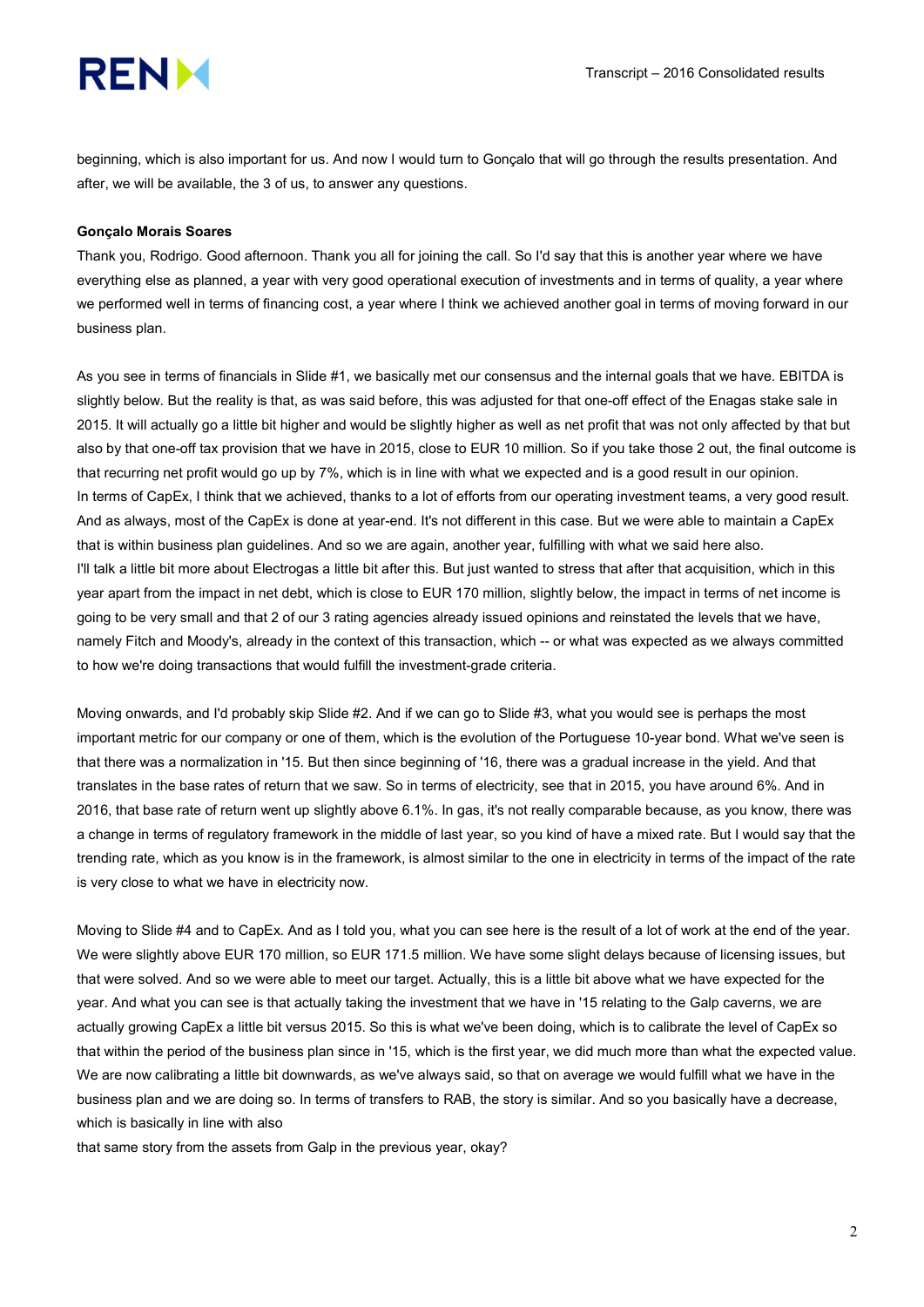beginning, which is also important for us. And now I would turn to Gonçalo that will go through the results presentation. And after, we will be available, the 3 of us, to answer any questions.

**Gonçalo Morais Soares**

Thank you, Rodrigo. Good afternoon. Thank you all for joining the call. So I'd say that this is another year where we have everything else as planned, a year with very good operational execution of investments and in terms of quality, a year where we performed well in terms of financing cost, a year where I think we achieved another goal in terms of moving forward in our business plan.

As you see in terms of financials in Slide #1, we basically met our consensus and the internal goals that we have. EBITDA is slightly below. But the reality is that, as was said before, this was adjusted for that one-off effect of the Enagas stake sale in 2015. It will actually go a little bit higher and would be slightly higher as well as net profit that was not only affected by that but also by that one-off tax provision that we have in 2015, close to EUR 10 million. So if you take those 2 out, the final outcome is that recurring net profit would go up by 7%, which is in line with what we expected and is a good result in our opinion.
In terms of CapEx, I think that we achieved, thanks to a lot of efforts from our operating investment teams, a very good result. And as always, most of the CapEx is done at year-end. It's not different in this case. But we were able to maintain a CapEx that is within business plan guidelines. And so we are again, another year, fulfilling with what we said here also.
I'll talk a little bit more about Electrogas a little bit after this. But just wanted to stress that after that acquisition, which in this year apart from the impact in net debt, which is close to EUR 170 million, slightly below, the impact in terms of net income is going to be very small and that 2 of our 3 rating agencies already issued opinions and reinstated the levels that we have, namely Fitch and Moody's, already in the context of this transaction, which -- or what was expected as we always committed to how we're doing transactions that would fulfill the investment-grade criteria.

Moving onwards, and I'd probably skip Slide #2. And if we can go to Slide #3, what you would see is perhaps the most important metric for our company or one of them, which is the evolution of the Portuguese 10-year bond. What we've seen is that there was a normalization in '15. But then since beginning of '16, there was a gradual increase in the yield. And that translates in the base rates of return that we saw. So in terms of electricity, see that in 2015, you have around 6%. And in 2016, that base rate of return went up slightly above 6.1%. In gas, it's not really comparable because, as you know, there was a change in terms of regulatory framework in the middle of last year, so you kind of have a mixed rate. But I would say that the trending rate, which as you know is in the framework, is almost similar to the one in electricity in terms of the impact of the rate is very close to what we have in electricity now.

Moving to Slide #4 and to CapEx. And as I told you, what you can see here is the result of a lot of work at the end of the year. We were slightly above EUR 170 million, so EUR 171.5 million. We have some slight delays because of licensing issues, but that were solved. And so we were able to meet our target. Actually, this is a little bit above what we have expected for the year. And what you can see is that actually taking the investment that we have in '15 relating to the Galp caverns, we are actually growing CapEx a little bit versus 2015. So this is what we've been doing, which is to calibrate the level of CapEx so that within the period of the business plan since in '15, which is the first year, we did much more than what the expected value. We are now calibrating a little bit downwards, as we've always said, so that on average we would fulfill what we have in the business plan and we are doing so. In terms of transfers to RAB, the story is similar. And so you basically have a decrease, which is basically in line with also
that same story from the assets from Galp in the previous year, okay?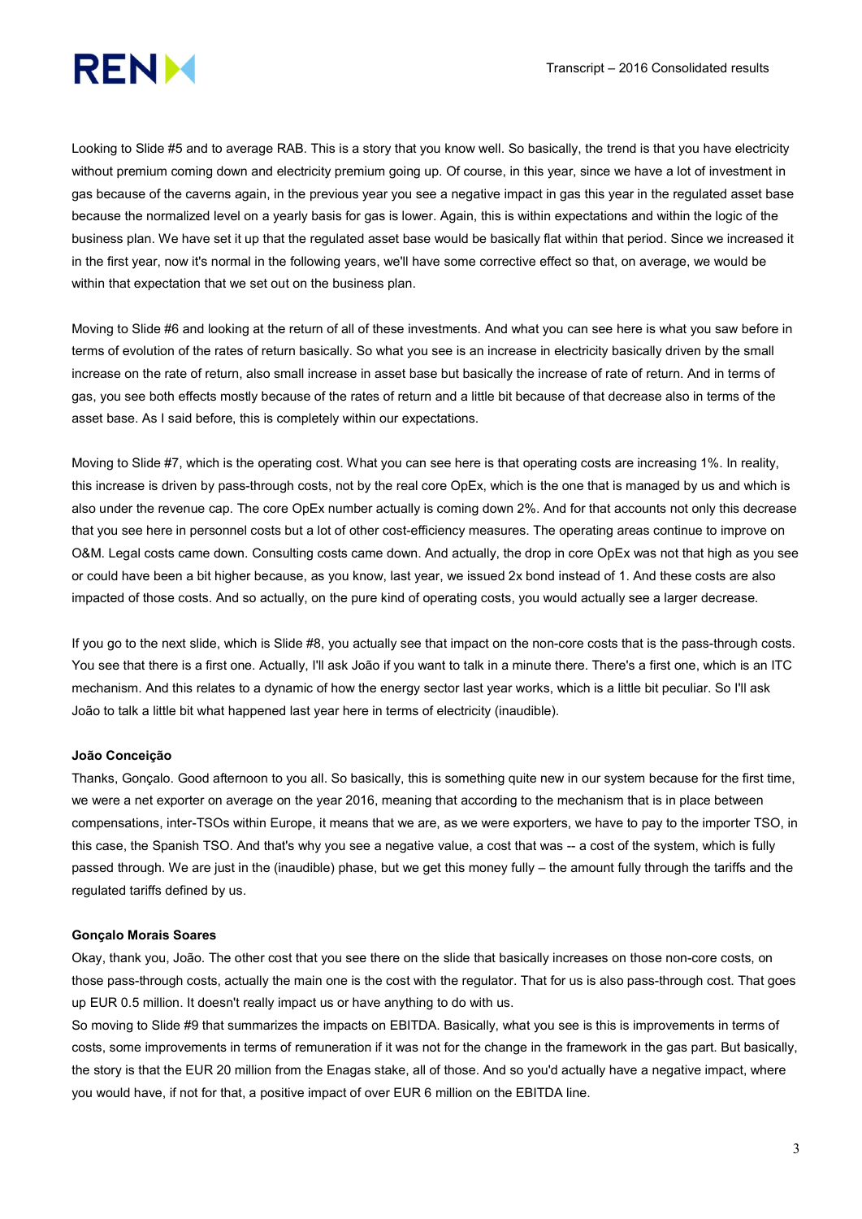Looking to Slide #5 and to average RAB. This is a story that you know well. So basically, the trend is that you have electricity without premium coming down and electricity premium going up. Of course, in this year, since we have a lot of investment in gas because of the caverns again, in the previous year you see a negative impact in gas this year in the regulated asset base because the normalized level on a yearly basis for gas is lower. Again, this is within expectations and within the logic of the business plan. We have set it up that the regulated asset base would be basically flat within that period. Since we increased it in the first year, now it's normal in the following years, we'll have some corrective effect so that, on average, we would be within that expectation that we set out on the business plan.

Moving to Slide #6 and looking at the return of all of these investments. And what you can see here is what you saw before in terms of evolution of the rates of return basically. So what you see is an increase in electricity basically driven by the small increase on the rate of return, also small increase in asset base but basically the increase of rate of return. And in terms of gas, you see both effects mostly because of the rates of return and a little bit because of that decrease also in terms of the asset base. As I said before, this is completely within our expectations.

Moving to Slide #7, which is the operating cost. What you can see here is that operating costs are increasing 1%. In reality, this increase is driven by pass-through costs, not by the real core OpEx, which is the one that is managed by us and which is also under the revenue cap. The core OpEx number actually is coming down 2%. And for that accounts not only this decrease that you see here in personnel costs but a lot of other cost-efficiency measures. The operating areas continue to improve on O&M. Legal costs came down. Consulting costs came down. And actually, the drop in core OpEx was not that high as you see or could have been a bit higher because, as you know, last year, we issued 2x bond instead of 1. And these costs are also impacted of those costs. And so actually, on the pure kind of operating costs, you would actually see a larger decrease.

If you go to the next slide, which is Slide #8, you actually see that impact on the non-core costs that is the pass-through costs. You see that there is a first one. Actually, I'll ask João if you want to talk in a minute there. There's a first one, which is an ITC mechanism. And this relates to a dynamic of how the energy sector last year works, which is a little bit peculiar. So I'll ask João to talk a little bit what happened last year here in terms of electricity (inaudible).

**João Conceição**

Thanks, Gonçalo. Good afternoon to you all. So basically, this is something quite new in our system because for the first time, we were a net exporter on average on the year 2016, meaning that according to the mechanism that is in place between compensations, inter-TSOs within Europe, it means that we are, as we were exporters, we have to pay to the importer TSO, in this case, the Spanish TSO. And that's why you see a negative value, a cost that was -- a cost of the system, which is fully passed through. We are just in the (inaudible) phase, but we get this money fully – the amount fully through the tariffs and the regulated tariffs defined by us.

**Gonçalo Morais Soares**

Okay, thank you, João. The other cost that you see there on the slide that basically increases on those non-core costs, on those pass-through costs, actually the main one is the cost with the regulator. That for us is also pass-through cost. That goes up EUR 0.5 million. It doesn't really impact us or have anything to do with us.

So moving to Slide #9 that summarizes the impacts on EBITDA. Basically, what you see is this is improvements in terms of costs, some improvements in terms of remuneration if it was not for the change in the framework in the gas part. But basically, the story is that the EUR 20 million from the Enagas stake, all of those. And so you'd actually have a negative impact, where you would have, if not for that, a positive impact of over EUR 6 million on the EBITDA line.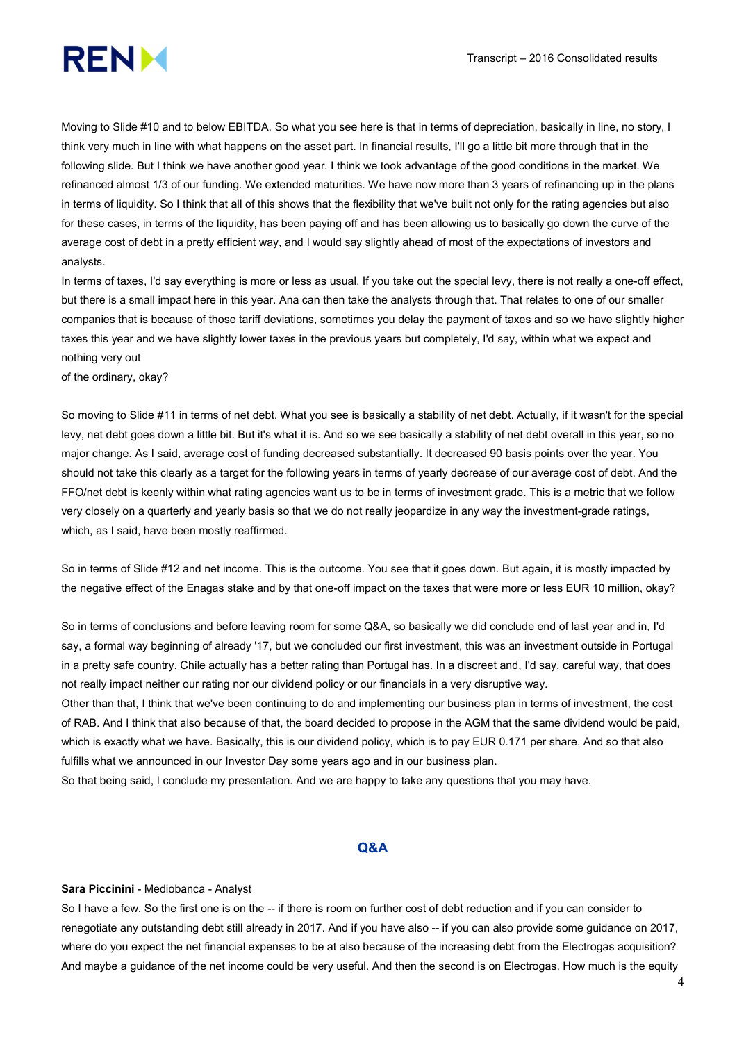Moving to Slide #10 and to below EBITDA. So what you see here is that in terms of depreciation, basically in line, no story, I think very much in line with what happens on the asset part. In financial results, I'll go a little bit more through that in the following slide. But I think we have another good year. I think we took advantage of the good conditions in the market. We refinanced almost 1/3 of our funding. We extended maturities. We have now more than 3 years of refinancing up in the plans in terms of liquidity. So I think that all of this shows that the flexibility that we've built not only for the rating agencies but also for these cases, in terms of the liquidity, has been paying off and has been allowing us to basically go down the curve of the average cost of debt in a pretty efficient way, and I would say slightly ahead of most of the expectations of investors and analysts.

In terms of taxes, I'd say everything is more or less as usual. If you take out the special levy, there is not really a one-off effect, but there is a small impact here in this year. Ana can then take the analysts through that. That relates to one of our smaller companies that is because of those tariff deviations, sometimes you delay the payment of taxes and so we have slightly higher taxes this year and we have slightly lower taxes in the previous years but completely, I'd say, within what we expect and nothing very out of the ordinary, okay?

So moving to Slide #11 in terms of net debt. What you see is basically a stability of net debt. Actually, if it wasn't for the special levy, net debt goes down a little bit. But it's what it is. And so we see basically a stability of net debt overall in this year, so no major change. As I said, average cost of funding decreased substantially. It decreased 90 basis points over the year. You should not take this clearly as a target for the following years in terms of yearly decrease of our average cost of debt. And the FFO/net debt is keenly within what rating agencies want us to be in terms of investment grade. This is a metric that we follow very closely on a quarterly and yearly basis so that we do not really jeopardize in any way the investment-grade ratings, which, as I said, have been mostly reaffirmed.

So in terms of Slide #12 and net income. This is the outcome. You see that it goes down. But again, it is mostly impacted by the negative effect of the Enagas stake and by that one-off impact on the taxes that were more or less EUR 10 million, okay?

So in terms of conclusions and before leaving room for some Q&A, so basically we did conclude end of last year and in, I'd say, a formal way beginning of already '17, but we concluded our first investment, this was an investment outside in Portugal in a pretty safe country. Chile actually has a better rating than Portugal has. In a discreet and, I'd say, careful way, that does not really impact neither our rating nor our dividend policy or our financials in a very disruptive way.

Other than that, I think that we've been continuing to do and implementing our business plan in terms of investment, the cost of RAB. And I think that also because of that, the board decided to propose in the AGM that the same dividend would be paid, which is exactly what we have. Basically, this is our dividend policy, which is to pay EUR 0.171 per share. And so that also fulfills what we announced in our Investor Day some years ago and in our business plan.

So that being said, I conclude my presentation. And we are happy to take any questions that you may have.

## Q&A

**Sara Piccinini** - Mediobanca - Analyst

So I have a few. So the first one is on the -- if there is room on further cost of debt reduction and if you can consider to renegotiate any outstanding debt still already in 2017. And if you have also -- if you can also provide some guidance on 2017, where do you expect the net financial expenses to be at also because of the increasing debt from the Electrogas acquisition? And maybe a guidance of the net income could be very useful. And then the second is on Electrogas. How much is the equity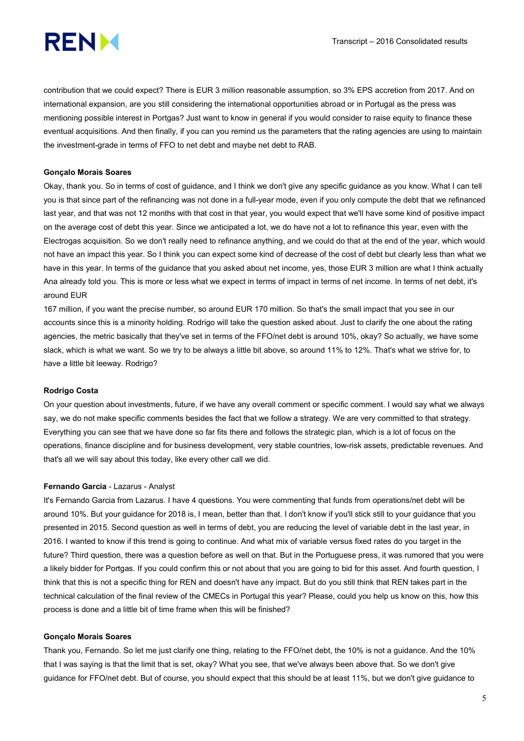contribution that we could expect? There is EUR 3 million reasonable assumption, so 3% EPS accretion from 2017. And on international expansion, are you still considering the international opportunities abroad or in Portugal as the press was mentioning possible interest in Portgas? Just want to know in general if you would consider to raise equity to finance these eventual acquisitions. And then finally, if you can you remind us the parameters that the rating agencies are using to maintain the investment-grade in terms of FFO to net debt and maybe net debt to RAB.

**Gonçalo Morais Soares**

Okay, thank you. So in terms of cost of guidance, and I think we don't give any specific guidance as you know. What I can tell you is that since part of the refinancing was not done in a full-year mode, even if you only compute the debt that we refinanced last year, and that was not 12 months with that cost in that year, you would expect that we'll have some kind of positive impact on the average cost of debt this year. Since we anticipated a lot, we do have not a lot to refinance this year, even with the Electrogas acquisition. So we don't really need to refinance anything, and we could do that at the end of the year, which would not have an impact this year. So I think you can expect some kind of decrease of the cost of debt but clearly less than what we have in this year. In terms of the guidance that you asked about net income, yes, those EUR 3 million are what I think actually Ana already told you. This is more or less what we expect in terms of impact in terms of net income. In terms of net debt, it's around EUR

167 million, if you want the precise number, so around EUR 170 million. So that's the small impact that you see in our accounts since this is a minority holding. Rodrigo will take the question asked about. Just to clarify the one about the rating agencies, the metric basically that they've set in terms of the FFO/net debt is around 10%, okay? So actually, we have some slack, which is what we want. So we try to be always a little bit above, so around 11% to 12%. That's what we strive for, to have a little bit leeway. Rodrigo?

**Rodrigo Costa**

On your question about investments, future, if we have any overall comment or specific comment. I would say what we always say, we do not make specific comments besides the fact that we follow a strategy. We are very committed to that strategy. Everything you can see that we have done so far fits there and follows the strategic plan, which is a lot of focus on the operations, finance discipline and for business development, very stable countries, low-risk assets, predictable revenues. And that's all we will say about this today, like every other call we did.

**Fernando Garcia** - Lazarus - Analyst

It's Fernando Garcia from Lazarus. I have 4 questions. You were commenting that funds from operations/net debt will be around 10%. But your guidance for 2018 is, I mean, better than that. I don't know if you'll stick still to your guidance that you presented in 2015. Second question as well in terms of debt, you are reducing the level of variable debt in the last year, in 2016. I wanted to know if this trend is going to continue. And what mix of variable versus fixed rates do you target in the future? Third question, there was a question before as well on that. But in the Portuguese press, it was rumored that you were a likely bidder for Portgas. If you could confirm this or not about that you are going to bid for this asset. And fourth question, I think that this is not a specific thing for REN and doesn't have any impact. But do you still think that REN takes part in the technical calculation of the final review of the CMECs in Portugal this year? Please, could you help us know on this, how this process is done and a little bit of time frame when this will be finished?

**Gonçalo Morais Soares**

Thank you, Fernando. So let me just clarify one thing, relating to the FFO/net debt, the 10% is not a guidance. And the 10% that I was saying is that the limit that is set, okay? What you see, that we've always been above that. So we don't give guidance for FFO/net debt. But of course, you should expect that this should be at least 11%, but we don't give guidance to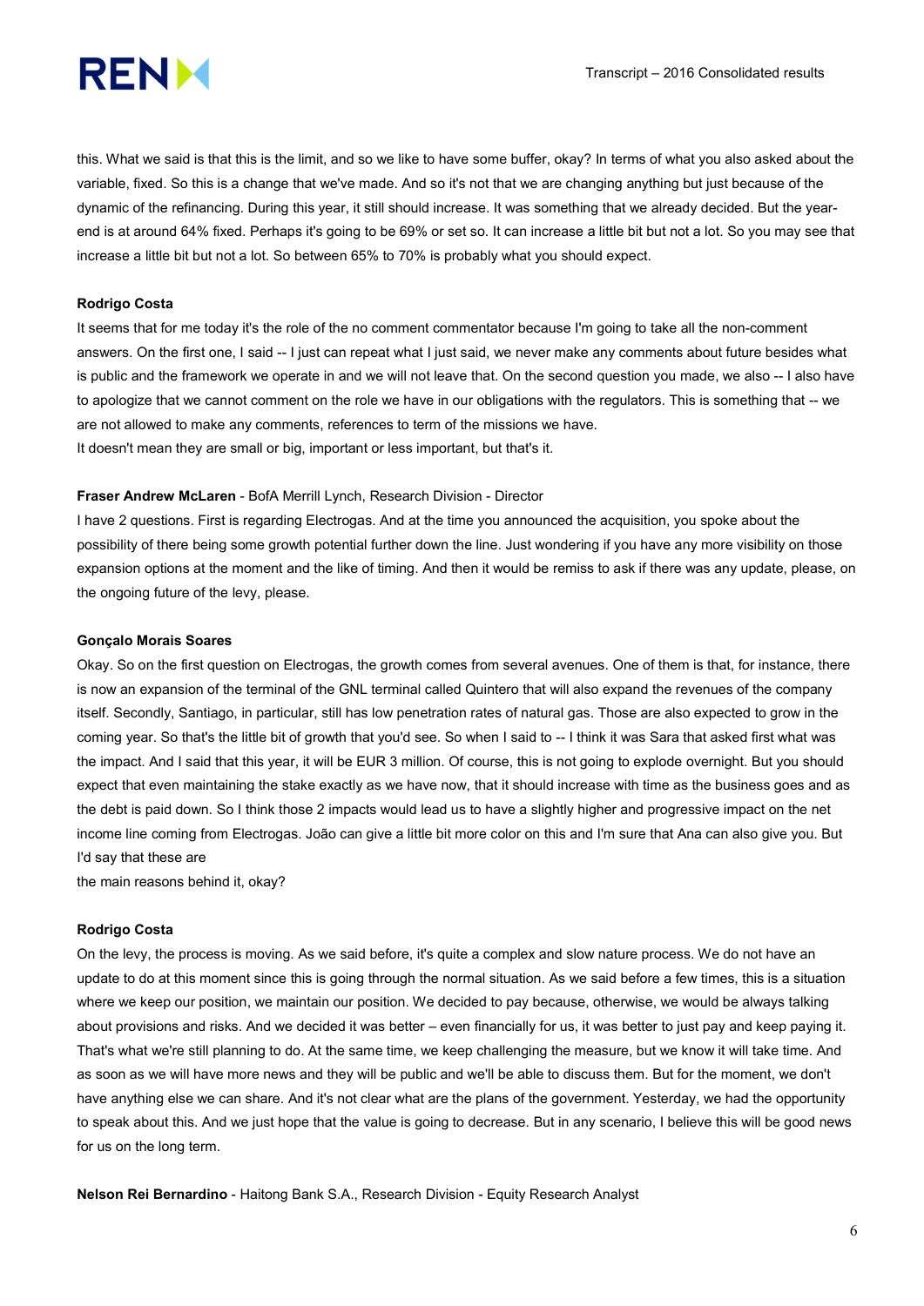this. What we said is that this is the limit, and so we like to have some buffer, okay? In terms of what you also asked about the variable, fixed. So this is a change that we've made. And so it's not that we are changing anything but just because of the dynamic of the refinancing. During this year, it still should increase. It was something that we already decided. But the year-end is at around 64% fixed. Perhaps it's going to be 69% or set so. It can increase a little bit but not a lot. So you may see that increase a little bit but not a lot. So between 65% to 70% is probably what you should expect.

**Rodrigo Costa**

It seems that for me today it's the role of the no comment commentator because I'm going to take all the non-comment answers. On the first one, I said -- I just can repeat what I just said, we never make any comments about future besides what is public and the framework we operate in and we will not leave that. On the second question you made, we also -- I also have to apologize that we cannot comment on the role we have in our obligations with the regulators. This is something that -- we are not allowed to make any comments, references to term of the missions we have.
It doesn't mean they are small or big, important or less important, but that's it.

**Fraser Andrew McLaren** - BofA Merrill Lynch, Research Division - Director

I have 2 questions. First is regarding Electrogas. And at the time you announced the acquisition, you spoke about the possibility of there being some growth potential further down the line. Just wondering if you have any more visibility on those expansion options at the moment and the like of timing. And then it would be remiss to ask if there was any update, please, on the ongoing future of the levy, please.

**Gonçalo Morais Soares**

Okay. So on the first question on Electrogas, the growth comes from several avenues. One of them is that, for instance, there is now an expansion of the terminal of the GNL terminal called Quintero that will also expand the revenues of the company itself. Secondly, Santiago, in particular, still has low penetration rates of natural gas. Those are also expected to grow in the coming year. So that's the little bit of growth that you'd see. So when I said to -- I think it was Sara that asked first what was the impact. And I said that this year, it will be EUR 3 million. Of course, this is not going to explode overnight. But you should expect that even maintaining the stake exactly as we have now, that it should increase with time as the business goes and as the debt is paid down. So I think those 2 impacts would lead us to have a slightly higher and progressive impact on the net income line coming from Electrogas. João can give a little bit more color on this and I'm sure that Ana can also give you. But I'd say that these are
the main reasons behind it, okay?

**Rodrigo Costa**

On the levy, the process is moving. As we said before, it's quite a complex and slow nature process. We do not have an update to do at this moment since this is going through the normal situation. As we said before a few times, this is a situation where we keep our position, we maintain our position. We decided to pay because, otherwise, we would be always talking about provisions and risks. And we decided it was better – even financially for us, it was better to just pay and keep paying it. That's what we're still planning to do. At the same time, we keep challenging the measure, but we know it will take time. And as soon as we will have more news and they will be public and we'll be able to discuss them. But for the moment, we don't have anything else we can share. And it's not clear what are the plans of the government. Yesterday, we had the opportunity to speak about this. And we just hope that the value is going to decrease. But in any scenario, I believe this will be good news for us on the long term.

**Nelson Rei Bernardino** - Haitong Bank S.A., Research Division - Equity Research Analyst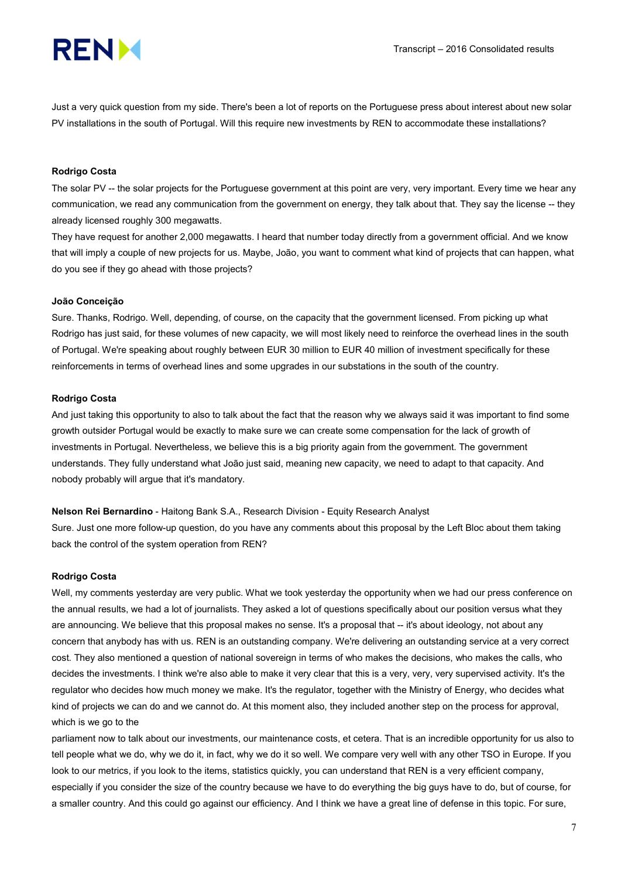Just a very quick question from my side. There's been a lot of reports on the Portuguese press about interest about new solar PV installations in the south of Portugal. Will this require new investments by REN to accommodate these installations?

**Rodrigo Costa**

The solar PV -- the solar projects for the Portuguese government at this point are very, very important. Every time we hear any communication, we read any communication from the government on energy, they talk about that. They say the license -- they already licensed roughly 300 megawatts.

They have request for another 2,000 megawatts. I heard that number today directly from a government official. And we know that will imply a couple of new projects for us. Maybe, João, you want to comment what kind of projects that can happen, what do you see if they go ahead with those projects?

**João Conceição**

Sure. Thanks, Rodrigo. Well, depending, of course, on the capacity that the government licensed. From picking up what Rodrigo has just said, for these volumes of new capacity, we will most likely need to reinforce the overhead lines in the south of Portugal. We're speaking about roughly between EUR 30 million to EUR 40 million of investment specifically for these reinforcements in terms of overhead lines and some upgrades in our substations in the south of the country.

**Rodrigo Costa**

And just taking this opportunity to also to talk about the fact that the reason why we always said it was important to find some growth outsider Portugal would be exactly to make sure we can create some compensation for the lack of growth of investments in Portugal. Nevertheless, we believe this is a big priority again from the government. The government understands. They fully understand what João just said, meaning new capacity, we need to adapt to that capacity. And nobody probably will argue that it's mandatory.

**Nelson Rei Bernardino** - Haitong Bank S.A., Research Division - Equity Research Analyst

Sure. Just one more follow-up question, do you have any comments about this proposal by the Left Bloc about them taking back the control of the system operation from REN?

**Rodrigo Costa**

Well, my comments yesterday are very public. What we took yesterday the opportunity when we had our press conference on the annual results, we had a lot of journalists. They asked a lot of questions specifically about our position versus what they are announcing. We believe that this proposal makes no sense. It's a proposal that -- it's about ideology, not about any concern that anybody has with us. REN is an outstanding company. We're delivering an outstanding service at a very correct cost. They also mentioned a question of national sovereign in terms of who makes the decisions, who makes the calls, who decides the investments. I think we're also able to make it very clear that this is a very, very, very supervised activity. It's the regulator who decides how much money we make. It's the regulator, together with the Ministry of Energy, who decides what kind of projects we can do and we cannot do. At this moment also, they included another step on the process for approval, which is we go to the parliament now to talk about our investments, our maintenance costs, et cetera. That is an incredible opportunity for us also to tell people what we do, why we do it, in fact, why we do it so well. We compare very well with any other TSO in Europe. If you look to our metrics, if you look to the items, statistics quickly, you can understand that REN is a very efficient company, especially if you consider the size of the country because we have to do everything the big guys have to do, but of course, for a smaller country. And this could go against our efficiency. And I think we have a great line of defense in this topic. For sure,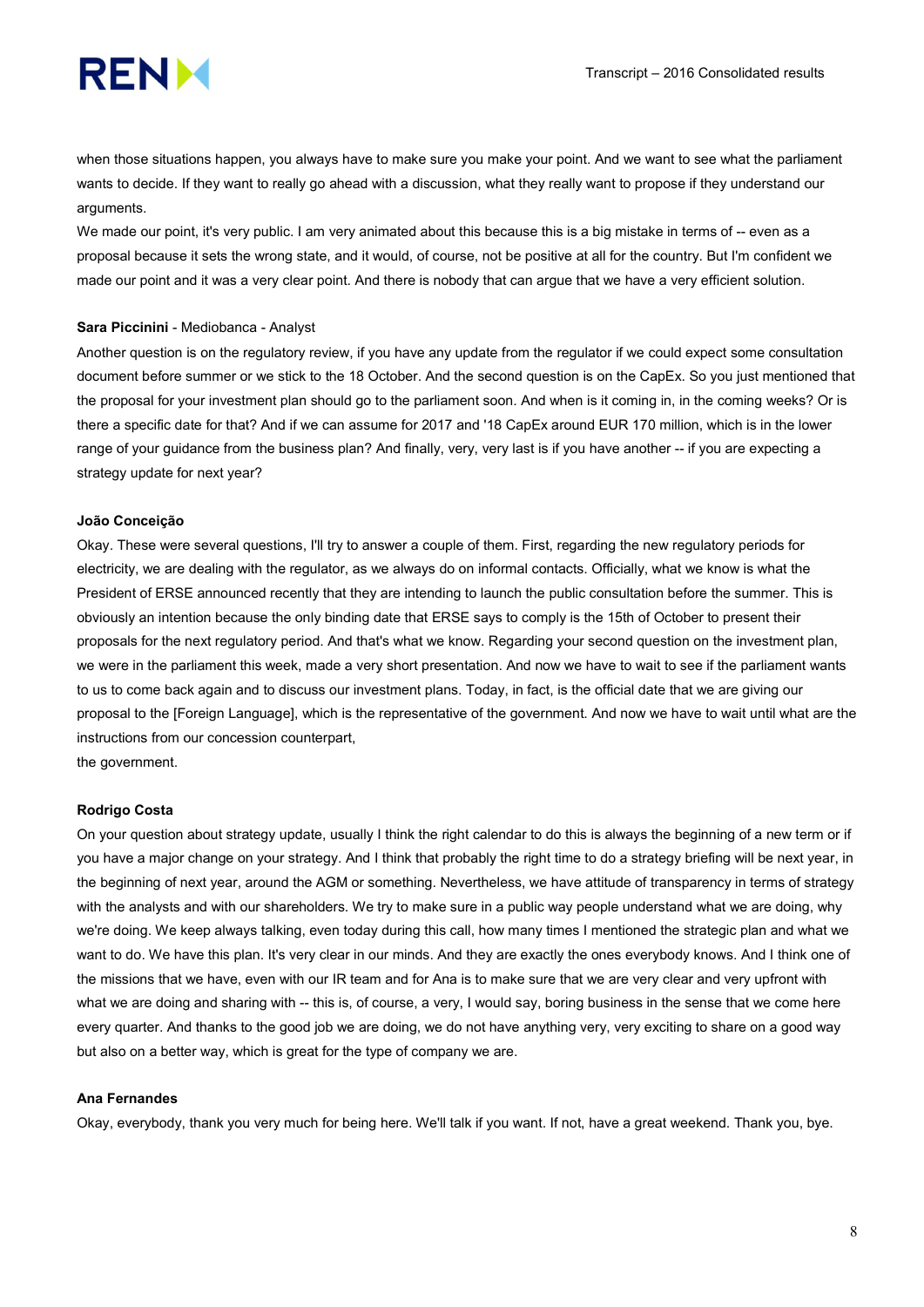when those situations happen, you always have to make sure you make your point. And we want to see what the parliament wants to decide. If they want to really go ahead with a discussion, what they really want to propose if they understand our arguments.

We made our point, it's very public. I am very animated about this because this is a big mistake in terms of -- even as a proposal because it sets the wrong state, and it would, of course, not be positive at all for the country. But I'm confident we made our point and it was a very clear point. And there is nobody that can argue that we have a very efficient solution.

**Sara Piccinini** - Mediobanca - Analyst

Another question is on the regulatory review, if you have any update from the regulator if we could expect some consultation document before summer or we stick to the 18 October. And the second question is on the CapEx. So you just mentioned that the proposal for your investment plan should go to the parliament soon. And when is it coming in, in the coming weeks? Or is there a specific date for that? And if we can assume for 2017 and '18 CapEx around EUR 170 million, which is in the lower range of your guidance from the business plan? And finally, very, very last is if you have another -- if you are expecting a strategy update for next year?

**João Conceição**

Okay. These were several questions, I'll try to answer a couple of them. First, regarding the new regulatory periods for electricity, we are dealing with the regulator, as we always do on informal contacts. Officially, what we know is what the President of ERSE announced recently that they are intending to launch the public consultation before the summer. This is obviously an intention because the only binding date that ERSE says to comply is the 15th of October to present their proposals for the next regulatory period. And that's what we know. Regarding your second question on the investment plan, we were in the parliament this week, made a very short presentation. And now we have to wait to see if the parliament wants to us to come back again and to discuss our investment plans. Today, in fact, is the official date that we are giving our proposal to the [Foreign Language], which is the representative of the government. And now we have to wait until what are the instructions from our concession counterpart,
the government.

**Rodrigo Costa**

On your question about strategy update, usually I think the right calendar to do this is always the beginning of a new term or if you have a major change on your strategy. And I think that probably the right time to do a strategy briefing will be next year, in the beginning of next year, around the AGM or something. Nevertheless, we have attitude of transparency in terms of strategy with the analysts and with our shareholders. We try to make sure in a public way people understand what we are doing, why we're doing. We keep always talking, even today during this call, how many times I mentioned the strategic plan and what we want to do. We have this plan. It's very clear in our minds. And they are exactly the ones everybody knows. And I think one of the missions that we have, even with our IR team and for Ana is to make sure that we are very clear and very upfront with what we are doing and sharing with -- this is, of course, a very, I would say, boring business in the sense that we come here every quarter. And thanks to the good job we are doing, we do not have anything very, very exciting to share on a good way but also on a better way, which is great for the type of company we are.

**Ana Fernandes**

Okay, everybody, thank you very much for being here. We'll talk if you want. If not, have a great weekend. Thank you, bye.